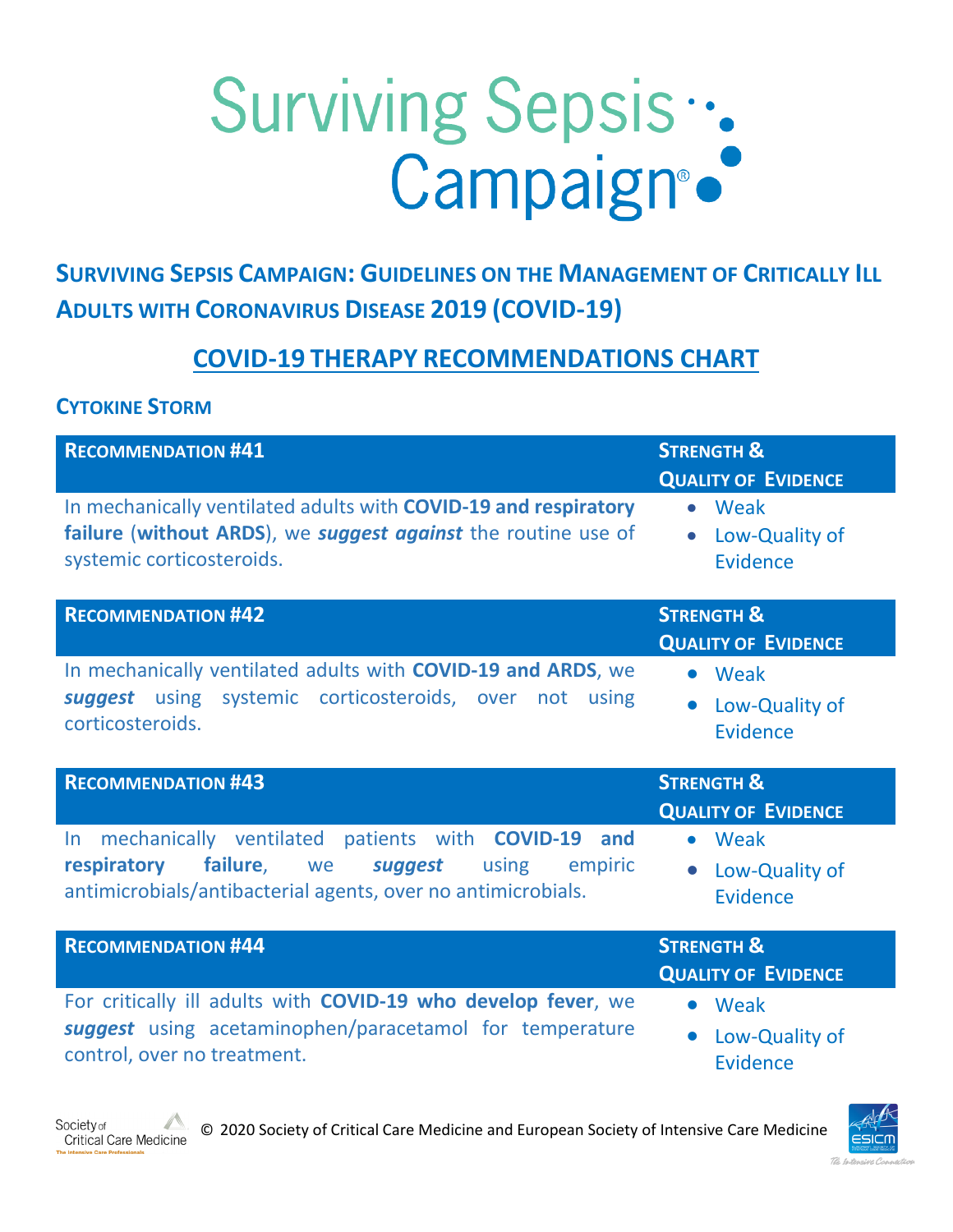# Surviving Sepsis Campaign

## Surviving Sepsis Campaign: Guidelines on the Management of Critically Ill Adults with Coronavirus Disease 2019 (COVID-19)

## COVID-19 Therapy Recommendations Chart

### Cytokine Storm

| Recommendation #41 | Strength & Quality of Evidence |
|---|---|
| In mechanically ventilated adults with **COVID-19 and respiratory failure** (**without ARDS**), we ***suggest against*** the routine use of systemic corticosteroids. | • Weak<br>• Low-Quality of Evidence |

| Recommendation #42 | Strength & Quality of Evidence |
|---|---|
| In mechanically ventilated adults with **COVID-19 and ARDS**, we ***suggest*** using systemic corticosteroids, over not using corticosteroids. | • Weak<br>• Low-Quality of Evidence |

| Recommendation #43 | Strength & Quality of Evidence |
|---|---|
| In mechanically ventilated patients with **COVID-19 and respiratory failure**, we ***suggest*** using empiric antimicrobials/antibacterial agents, over no antimicrobials. | • Weak<br>• Low-Quality of Evidence |

| Recommendation #44 | Strength & Quality of Evidence |
|---|---|
| For critically ill adults with **COVID-19 who develop fever**, we ***suggest*** using acetaminophen/paracetamol for temperature control, over no treatment. | • Weak<br>• Low-Quality of Evidence |

© 2020 Society of Critical Care Medicine and European Society of Intensive Care Medicine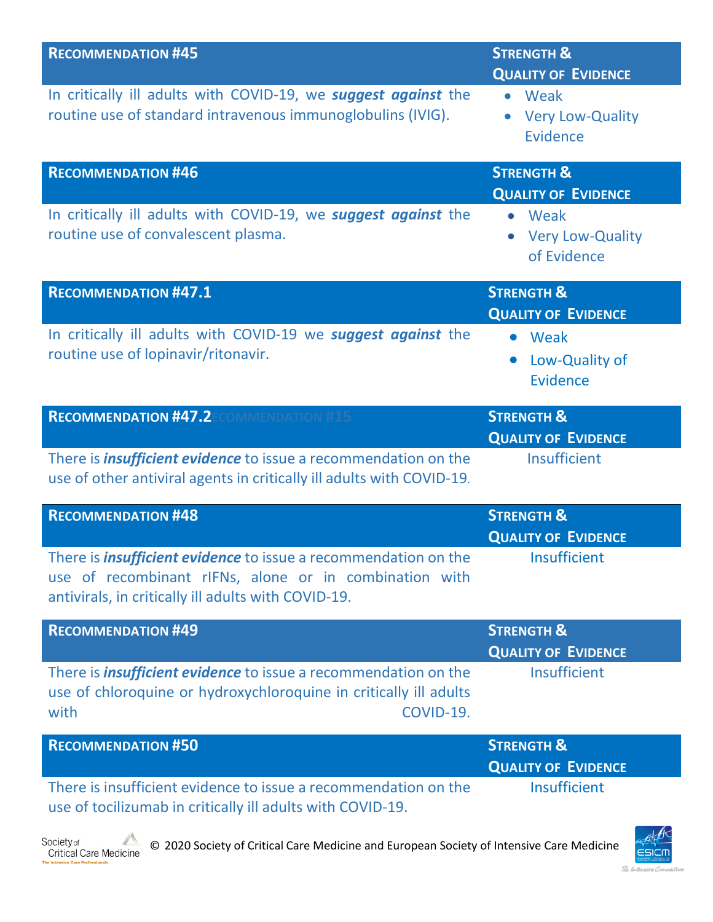| Recommendation #45 | Strength & Quality of Evidence |
| --- | --- |
| In critically ill adults with COVID-19, we ***suggest against*** the routine use of standard intravenous immunoglobulins (IVIG). | • Weak<br>• Very Low-Quality Evidence |

| Recommendation #46 | Strength & Quality of Evidence |
| --- | --- |
| In critically ill adults with COVID-19, we ***suggest against*** the routine use of convalescent plasma. | • Weak<br>• Very Low-Quality of Evidence |

| Recommendation #47.1 | Strength & Quality of Evidence |
| --- | --- |
| In critically ill adults with COVID-19 we ***suggest against*** the routine use of lopinavir/ritonavir. | • Weak<br>• Low-Quality of Evidence |

| Recommendation #47.2 | Strength & Quality of Evidence |
| --- | --- |
| There is ***insufficient evidence*** to issue a recommendation on the use of other antiviral agents in critically ill adults with COVID-19. | Insufficient |

| Recommendation #48 | Strength & Quality of Evidence |
| --- | --- |
| There is ***insufficient evidence*** to issue a recommendation on the use of recombinant rIFNs, alone or in combination with antivirals, in critically ill adults with COVID-19. | Insufficient |

| Recommendation #49 | Strength & Quality of Evidence |
| --- | --- |
| There is ***insufficient evidence*** to issue a recommendation on the use of chloroquine or hydroxychloroquine in critically ill adults with COVID-19. | Insufficient |

| Recommendation #50 | Strength & Quality of Evidence |
| --- | --- |
| There is insufficient evidence to issue a recommendation on the use of tocilizumab in critically ill adults with COVID-19. | Insufficient |

© 2020 Society of Critical Care Medicine and European Society of Intensive Care Medicine